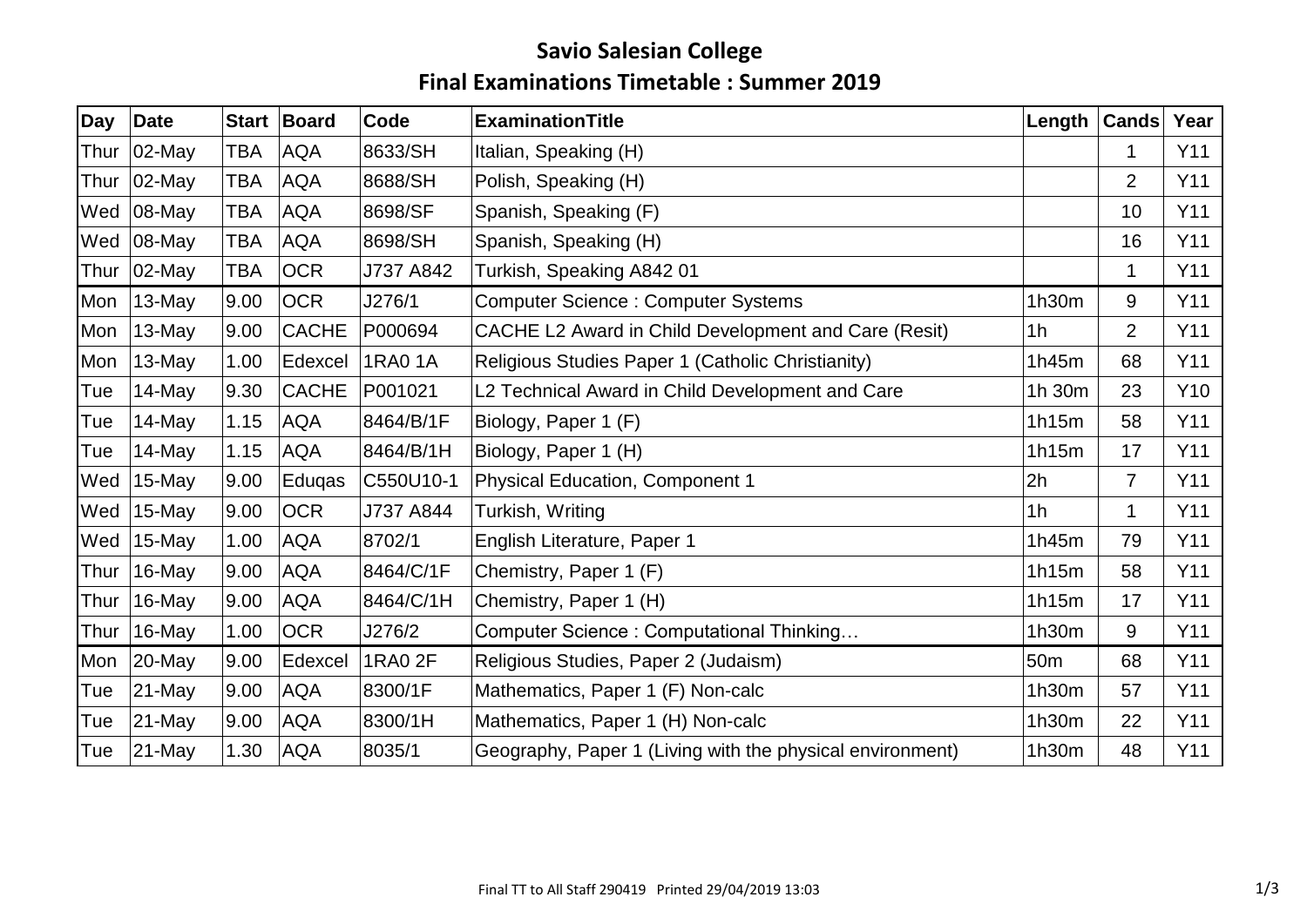# Savio Salesian College

## Final Examinations Timetable : Summer 2019

| Day | Date | Start | Board | Code | ExaminationTitle | Length | Cands | Year |
|---|---|---|---|---|---|---|---|---|
| Thur | 02-May | TBA | AQA | 8633/SH | Italian, Speaking (H) | | 1 | Y11 |
| Thur | 02-May | TBA | AQA | 8688/SH | Polish, Speaking (H) | | 2 | Y11 |
| Wed | 08-May | TBA | AQA | 8698/SF | Spanish, Speaking (F) | | 10 | Y11 |
| Wed | 08-May | TBA | AQA | 8698/SH | Spanish, Speaking (H) | | 16 | Y11 |
| Thur | 02-May | TBA | OCR | J737 A842 | Turkish, Speaking A842 01 | | 1 | Y11 |
| Mon | 13-May | 9.00 | OCR | J276/1 | Computer Science : Computer Systems | 1h30m | 9 | Y11 |
| Mon | 13-May | 9.00 | CACHE | P000694 | CACHE L2 Award in Child Development and Care (Resit) | 1h | 2 | Y11 |
| Mon | 13-May | 1.00 | Edexcel | 1RA0 1A | Religious Studies Paper 1 (Catholic Christianity) | 1h45m | 68 | Y11 |
| Tue | 14-May | 9.30 | CACHE | P001021 | L2 Technical Award in Child Development and Care | 1h 30m | 23 | Y10 |
| Tue | 14-May | 1.15 | AQA | 8464/B/1F | Biology, Paper 1 (F) | 1h15m | 58 | Y11 |
| Tue | 14-May | 1.15 | AQA | 8464/B/1H | Biology, Paper 1 (H) | 1h15m | 17 | Y11 |
| Wed | 15-May | 9.00 | Eduqas | C550U10-1 | Physical Education, Component 1 | 2h | 7 | Y11 |
| Wed | 15-May | 9.00 | OCR | J737 A844 | Turkish, Writing | 1h | 1 | Y11 |
| Wed | 15-May | 1.00 | AQA | 8702/1 | English Literature, Paper 1 | 1h45m | 79 | Y11 |
| Thur | 16-May | 9.00 | AQA | 8464/C/1F | Chemistry, Paper 1 (F) | 1h15m | 58 | Y11 |
| Thur | 16-May | 9.00 | AQA | 8464/C/1H | Chemistry, Paper 1 (H) | 1h15m | 17 | Y11 |
| Thur | 16-May | 1.00 | OCR | J276/2 | Computer Science : Computational Thinking… | 1h30m | 9 | Y11 |
| Mon | 20-May | 9.00 | Edexcel | 1RA0 2F | Religious Studies, Paper 2 (Judaism) | 50m | 68 | Y11 |
| Tue | 21-May | 9.00 | AQA | 8300/1F | Mathematics, Paper 1 (F) Non-calc | 1h30m | 57 | Y11 |
| Tue | 21-May | 9.00 | AQA | 8300/1H | Mathematics, Paper 1 (H) Non-calc | 1h30m | 22 | Y11 |
| Tue | 21-May | 1.30 | AQA | 8035/1 | Geography, Paper 1 (Living with the physical environment) | 1h30m | 48 | Y11 |

Final TT to All Staff 290419 Printed 29/04/2019 13:03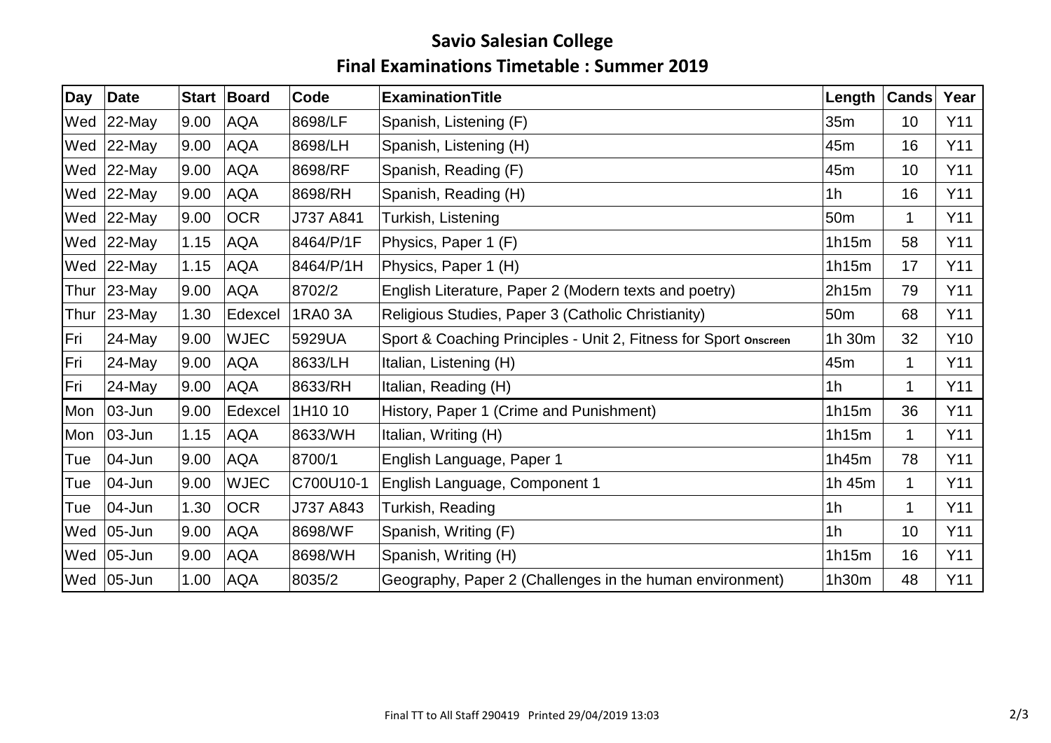# Savio Salesian College

## Final Examinations Timetable : Summer 2019

| Day | Date | Start | Board | Code | ExaminationTitle | Length | Cands | Year |
|---|---|---|---|---|---|---|---|---|
| Wed | 22-May | 9.00 | AQA | 8698/LF | Spanish, Listening (F) | 35m | 10 | Y11 |
| Wed | 22-May | 9.00 | AQA | 8698/LH | Spanish, Listening (H) | 45m | 16 | Y11 |
| Wed | 22-May | 9.00 | AQA | 8698/RF | Spanish, Reading (F) | 45m | 10 | Y11 |
| Wed | 22-May | 9.00 | AQA | 8698/RH | Spanish, Reading (H) | 1h | 16 | Y11 |
| Wed | 22-May | 9.00 | OCR | J737 A841 | Turkish, Listening | 50m | 1 | Y11 |
| Wed | 22-May | 1.15 | AQA | 8464/P/1F | Physics, Paper 1 (F) | 1h15m | 58 | Y11 |
| Wed | 22-May | 1.15 | AQA | 8464/P/1H | Physics, Paper 1 (H) | 1h15m | 17 | Y11 |
| Thur | 23-May | 9.00 | AQA | 8702/2 | English Literature, Paper 2 (Modern texts and poetry) | 2h15m | 79 | Y11 |
| Thur | 23-May | 1.30 | Edexcel | 1RA0 3A | Religious Studies, Paper 3 (Catholic Christianity) | 50m | 68 | Y11 |
| Fri | 24-May | 9.00 | WJEC | 5929UA | Sport & Coaching Principles - Unit 2, Fitness for Sport Onscreen | 1h 30m | 32 | Y10 |
| Fri | 24-May | 9.00 | AQA | 8633/LH | Italian, Listening (H) | 45m | 1 | Y11 |
| Fri | 24-May | 9.00 | AQA | 8633/RH | Italian, Reading (H) | 1h | 1 | Y11 |
| Mon | 03-Jun | 9.00 | Edexcel | 1H10 10 | History, Paper 1 (Crime and Punishment) | 1h15m | 36 | Y11 |
| Mon | 03-Jun | 1.15 | AQA | 8633/WH | Italian, Writing (H) | 1h15m | 1 | Y11 |
| Tue | 04-Jun | 9.00 | AQA | 8700/1 | English Language, Paper 1 | 1h45m | 78 | Y11 |
| Tue | 04-Jun | 9.00 | WJEC | C700U10-1 | English Language, Component 1 | 1h 45m | 1 | Y11 |
| Tue | 04-Jun | 1.30 | OCR | J737 A843 | Turkish, Reading | 1h | 1 | Y11 |
| Wed | 05-Jun | 9.00 | AQA | 8698/WF | Spanish, Writing (F) | 1h | 10 | Y11 |
| Wed | 05-Jun | 9.00 | AQA | 8698/WH | Spanish, Writing (H) | 1h15m | 16 | Y11 |
| Wed | 05-Jun | 1.00 | AQA | 8035/2 | Geography, Paper 2 (Challenges in the human environment) | 1h30m | 48 | Y11 |

Final TT to All Staff 290419 Printed 29/04/2019 13:03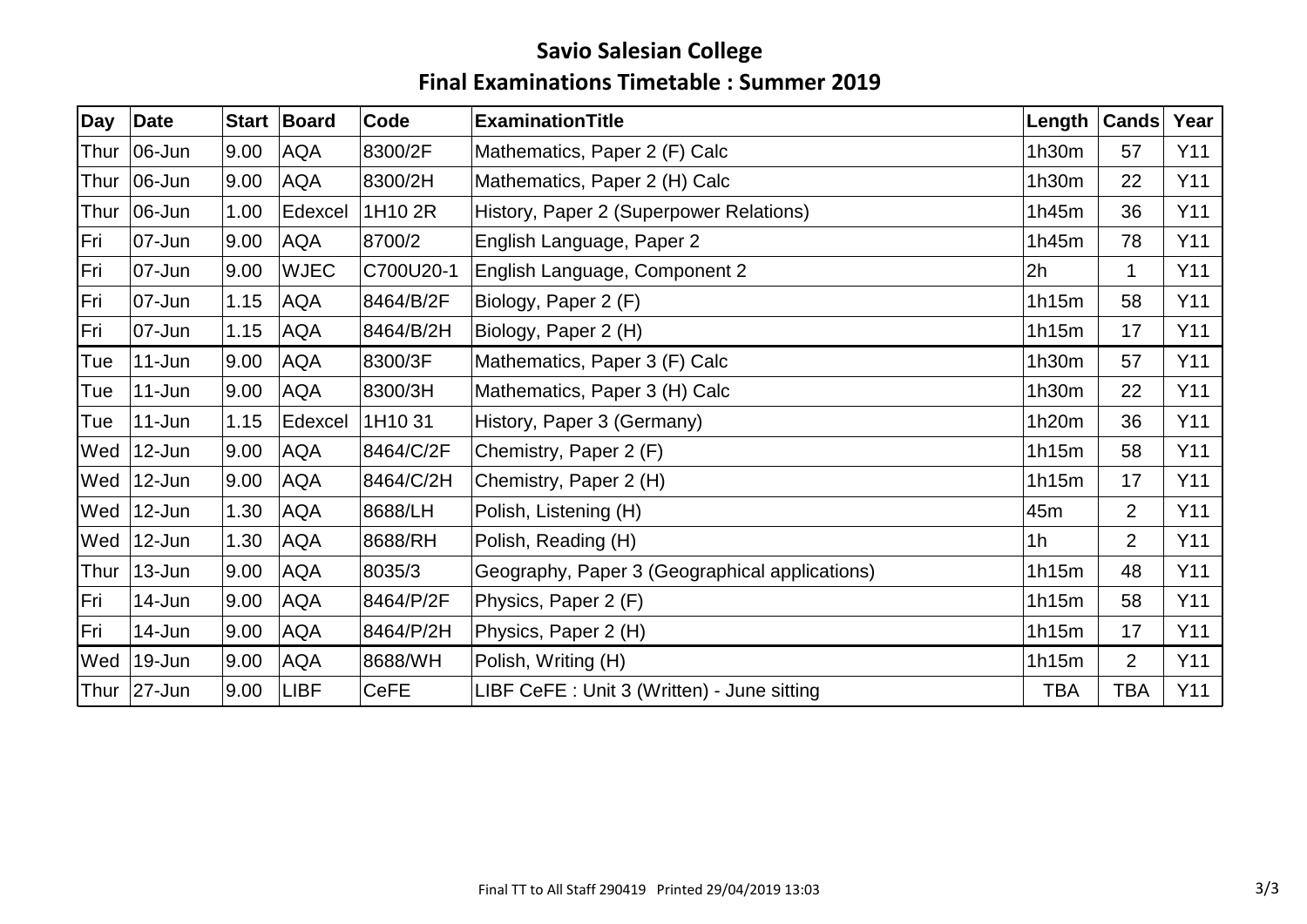# Savio Salesian College

## Final Examinations Timetable : Summer 2019

| Day | Date | Start | Board | Code | ExaminationTitle | Length | Cands | Year |
|---|---|---|---|---|---|---|---|---|
| Thur | 06-Jun | 9.00 | AQA | 8300/2F | Mathematics, Paper 2 (F) Calc | 1h30m | 57 | Y11 |
| Thur | 06-Jun | 9.00 | AQA | 8300/2H | Mathematics, Paper 2 (H) Calc | 1h30m | 22 | Y11 |
| Thur | 06-Jun | 1.00 | Edexcel | 1H10 2R | History, Paper 2 (Superpower Relations) | 1h45m | 36 | Y11 |
| Fri | 07-Jun | 9.00 | AQA | 8700/2 | English Language, Paper 2 | 1h45m | 78 | Y11 |
| Fri | 07-Jun | 9.00 | WJEC | C700U20-1 | English Language, Component 2 | 2h | 1 | Y11 |
| Fri | 07-Jun | 1.15 | AQA | 8464/B/2F | Biology, Paper 2 (F) | 1h15m | 58 | Y11 |
| Fri | 07-Jun | 1.15 | AQA | 8464/B/2H | Biology, Paper 2 (H) | 1h15m | 17 | Y11 |
| Tue | 11-Jun | 9.00 | AQA | 8300/3F | Mathematics, Paper 3 (F) Calc | 1h30m | 57 | Y11 |
| Tue | 11-Jun | 9.00 | AQA | 8300/3H | Mathematics, Paper 3 (H) Calc | 1h30m | 22 | Y11 |
| Tue | 11-Jun | 1.15 | Edexcel | 1H10 31 | History, Paper 3 (Germany) | 1h20m | 36 | Y11 |
| Wed | 12-Jun | 9.00 | AQA | 8464/C/2F | Chemistry, Paper 2 (F) | 1h15m | 58 | Y11 |
| Wed | 12-Jun | 9.00 | AQA | 8464/C/2H | Chemistry, Paper 2 (H) | 1h15m | 17 | Y11 |
| Wed | 12-Jun | 1.30 | AQA | 8688/LH | Polish, Listening (H) | 45m | 2 | Y11 |
| Wed | 12-Jun | 1.30 | AQA | 8688/RH | Polish, Reading (H) | 1h | 2 | Y11 |
| Thur | 13-Jun | 9.00 | AQA | 8035/3 | Geography, Paper 3 (Geographical applications) | 1h15m | 48 | Y11 |
| Fri | 14-Jun | 9.00 | AQA | 8464/P/2F | Physics, Paper 2 (F) | 1h15m | 58 | Y11 |
| Fri | 14-Jun | 9.00 | AQA | 8464/P/2H | Physics, Paper 2 (H) | 1h15m | 17 | Y11 |
| Wed | 19-Jun | 9.00 | AQA | 8688/WH | Polish, Writing (H) | 1h15m | 2 | Y11 |
| Thur | 27-Jun | 9.00 | LIBF | CeFE | LIBF CeFE : Unit 3 (Written) - June sitting | TBA | TBA | Y11 |

Final TT to All Staff 290419 Printed 29/04/2019 13:03